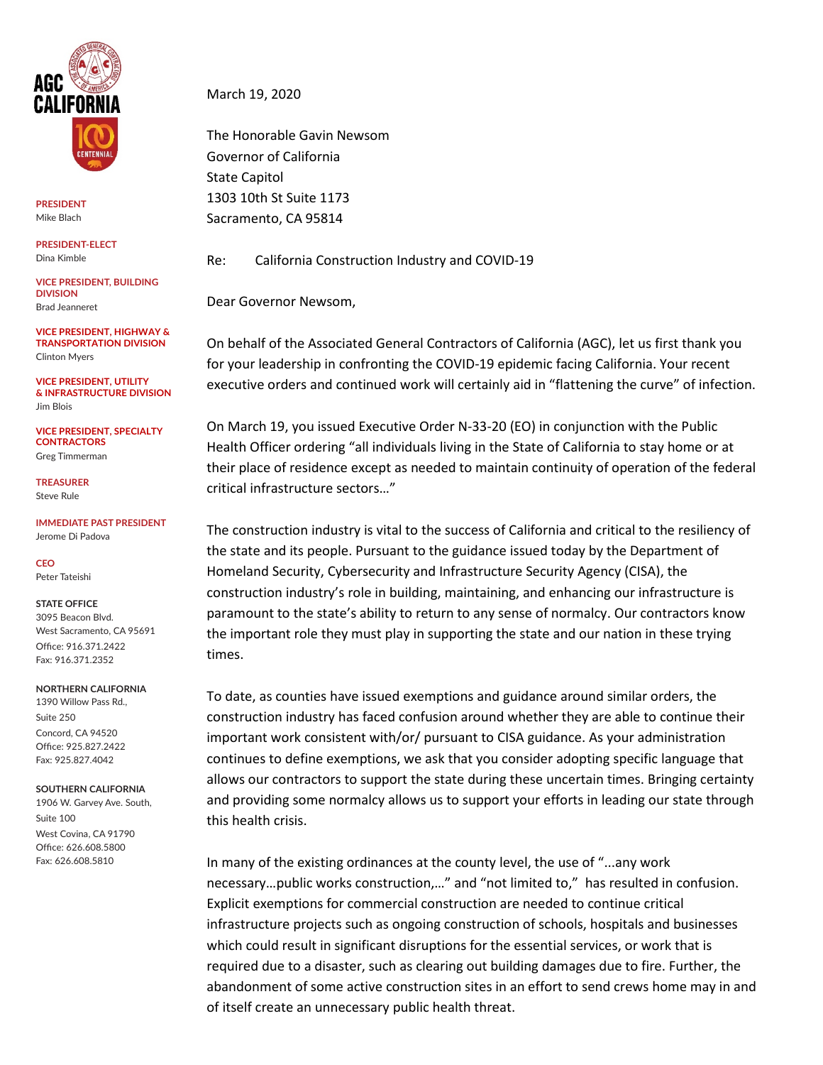AGC CALIFORNIA

**PRESIDENT**
Mike Blach

**PRESIDENT-ELECT**
Dina Kimble

**VICE PRESIDENT, BUILDING DIVISION**
Brad Jeanneret

**VICE PRESIDENT, HIGHWAY & TRANSPORTATION DIVISION**
Clinton Myers

**VICE PRESIDENT, UTILITY & INFRASTRUCTURE DIVISION**
Jim Blois

**VICE PRESIDENT, SPECIALTY CONTRACTORS**
Greg Timmerman

**TREASURER**
Steve Rule

**IMMEDIATE PAST PRESIDENT**
Jerome Di Padova

**CEO**
Peter Tateishi

**STATE OFFICE**
3095 Beacon Blvd.
West Sacramento, CA 95691
Office: 916.371.2422
Fax: 916.371.2352

**NORTHERN CALIFORNIA**
1390 Willow Pass Rd.,
Suite 250
Concord, CA 94520
Office: 925.827.2422
Fax: 925.827.4042

**SOUTHERN CALIFORNIA**
1906 W. Garvey Ave. South,
Suite 100
West Covina, CA 91790
Office: 626.608.5800
Fax: 626.608.5810

March 19, 2020

The Honorable Gavin Newsom
Governor of California
State Capitol
1303 10th St Suite 1173
Sacramento, CA 95814

Re: California Construction Industry and COVID-19

Dear Governor Newsom,

On behalf of the Associated General Contractors of California (AGC), let us first thank you for your leadership in confronting the COVID-19 epidemic facing California. Your recent executive orders and continued work will certainly aid in "flattening the curve" of infection.

On March 19, you issued Executive Order N-33-20 (EO) in conjunction with the Public Health Officer ordering "all individuals living in the State of California to stay home or at their place of residence except as needed to maintain continuity of operation of the federal critical infrastructure sectors…"

The construction industry is vital to the success of California and critical to the resiliency of the state and its people. Pursuant to the guidance issued today by the Department of Homeland Security, Cybersecurity and Infrastructure Security Agency (CISA), the construction industry's role in building, maintaining, and enhancing our infrastructure is paramount to the state's ability to return to any sense of normalcy. Our contractors know the important role they must play in supporting the state and our nation in these trying times.

To date, as counties have issued exemptions and guidance around similar orders, the construction industry has faced confusion around whether they are able to continue their important work consistent with/or/ pursuant to CISA guidance. As your administration continues to define exemptions, we ask that you consider adopting specific language that allows our contractors to support the state during these uncertain times. Bringing certainty and providing some normalcy allows us to support your efforts in leading our state through this health crisis.

In many of the existing ordinances at the county level, the use of "...any work necessary…public works construction,…" and "not limited to," has resulted in confusion. Explicit exemptions for commercial construction are needed to continue critical infrastructure projects such as ongoing construction of schools, hospitals and businesses which could result in significant disruptions for the essential services, or work that is required due to a disaster, such as clearing out building damages due to fire. Further, the abandonment of some active construction sites in an effort to send crews home may in and of itself create an unnecessary public health threat.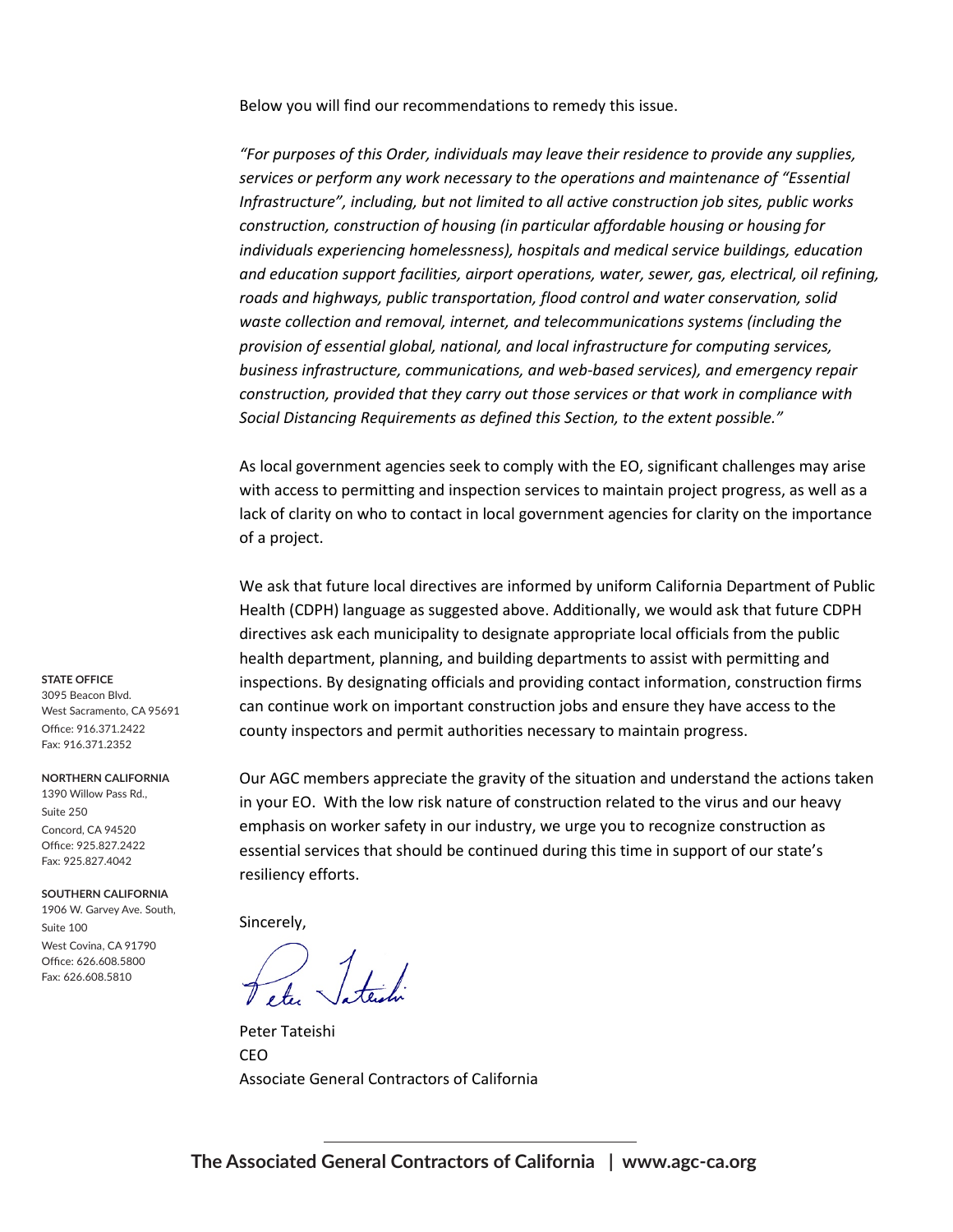Below you will find our recommendations to remedy this issue.

*"For purposes of this Order, individuals may leave their residence to provide any supplies, services or perform any work necessary to the operations and maintenance of "Essential Infrastructure", including, but not limited to all active construction job sites, public works construction, construction of housing (in particular affordable housing or housing for individuals experiencing homelessness), hospitals and medical service buildings, education and education support facilities, airport operations, water, sewer, gas, electrical, oil refining, roads and highways, public transportation, flood control and water conservation, solid waste collection and removal, internet, and telecommunications systems (including the provision of essential global, national, and local infrastructure for computing services, business infrastructure, communications, and web-based services), and emergency repair construction, provided that they carry out those services or that work in compliance with Social Distancing Requirements as defined this Section, to the extent possible."*

As local government agencies seek to comply with the EO, significant challenges may arise with access to permitting and inspection services to maintain project progress, as well as a lack of clarity on who to contact in local government agencies for clarity on the importance of a project.

We ask that future local directives are informed by uniform California Department of Public Health (CDPH) language as suggested above. Additionally, we would ask that future CDPH directives ask each municipality to designate appropriate local officials from the public health department, planning, and building departments to assist with permitting and inspections. By designating officials and providing contact information, construction firms can continue work on important construction jobs and ensure they have access to the county inspectors and permit authorities necessary to maintain progress.

Our AGC members appreciate the gravity of the situation and understand the actions taken in your EO. With the low risk nature of construction related to the virus and our heavy emphasis on worker safety in our industry, we urge you to recognize construction as essential services that should be continued during this time in support of our state's resiliency efforts.

Sincerely,

Peter Tateishi
CEO
Associate General Contractors of California

**STATE OFFICE**
3095 Beacon Blvd.
West Sacramento, CA 95691
Office: 916.371.2422
Fax: 916.371.2352

**NORTHERN CALIFORNIA**
1390 Willow Pass Rd.,
Suite 250
Concord, CA 94520
Office: 925.827.2422
Fax: 925.827.4042

**SOUTHERN CALIFORNIA**
1906 W. Garvey Ave. South,
Suite 100
West Covina, CA 91790
Office: 626.608.5800
Fax: 626.608.5810

**The Associated General Contractors of California | www.agc-ca.org**